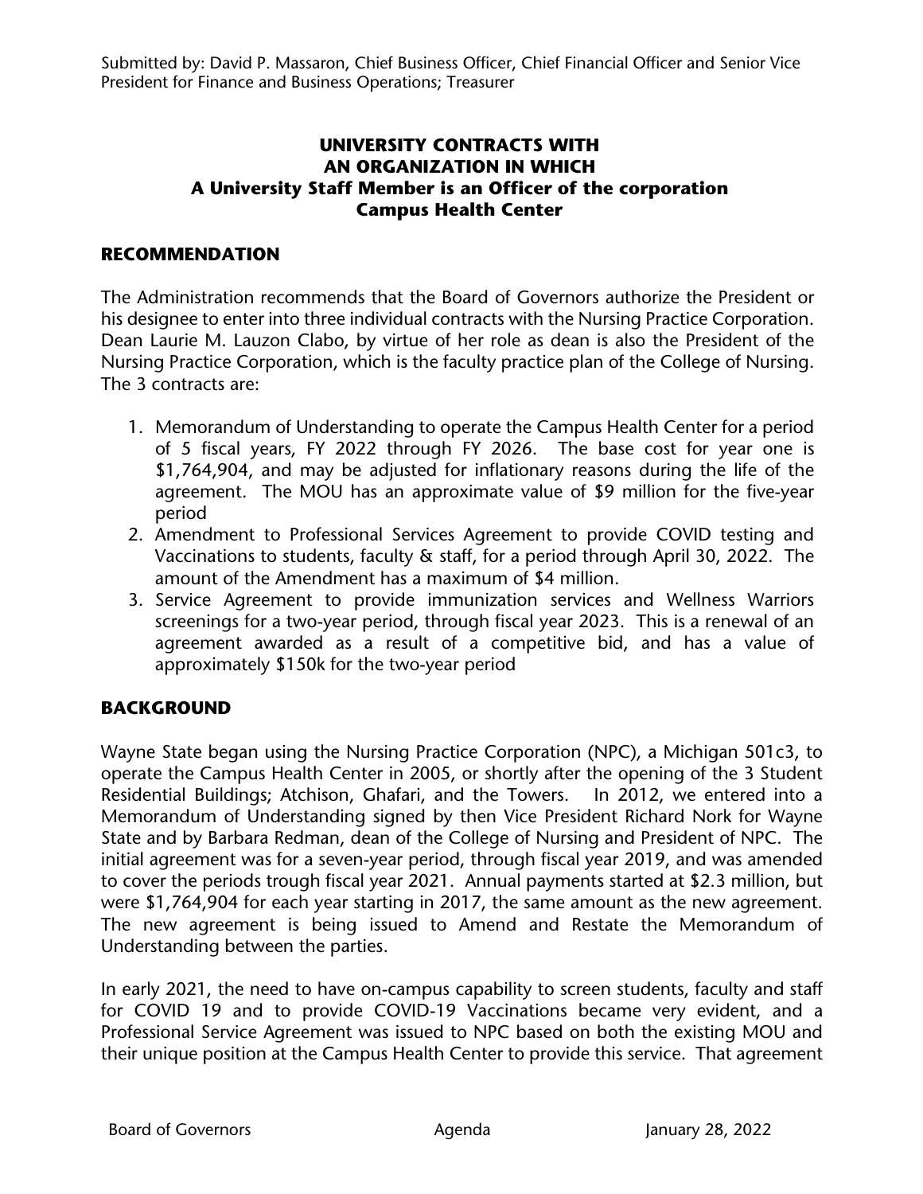Submitted by: David P. Massaron, Chief Business Officer, Chief Financial Officer and Senior Vice President for Finance and Business Operations; Treasurer

# UNIVERSITY CONTRACTS WITH AN ORGANIZATION IN WHICH A University Staff Member is an Officer of the corporation Campus Health Center

## RECOMMENDATION

The Administration recommends that the Board of Governors authorize the President or his designee to enter into three individual contracts with the Nursing Practice Corporation. Dean Laurie M. Lauzon Clabo, by virtue of her role as dean is also the President of the Nursing Practice Corporation, which is the faculty practice plan of the College of Nursing. The 3 contracts are:

1. Memorandum of Understanding to operate the Campus Health Center for a period of 5 fiscal years, FY 2022 through FY 2026. The base cost for year one is $1,764,904, and may be adjusted for inflationary reasons during the life of the agreement. The MOU has an approximate value of $9 million for the five-year period
2. Amendment to Professional Services Agreement to provide COVID testing and Vaccinations to students, faculty & staff, for a period through April 30, 2022. The amount of the Amendment has a maximum of $4 million.
3. Service Agreement to provide immunization services and Wellness Warriors screenings for a two-year period, through fiscal year 2023. This is a renewal of an agreement awarded as a result of a competitive bid, and has a value of approximately $150k for the two-year period

## BACKGROUND

Wayne State began using the Nursing Practice Corporation (NPC), a Michigan 501c3, to operate the Campus Health Center in 2005, or shortly after the opening of the 3 Student Residential Buildings; Atchison, Ghafari, and the Towers. In 2012, we entered into a Memorandum of Understanding signed by then Vice President Richard Nork for Wayne State and by Barbara Redman, dean of the College of Nursing and President of NPC. The initial agreement was for a seven-year period, through fiscal year 2019, and was amended to cover the periods trough fiscal year 2021. Annual payments started at $2.3 million, but were $1,764,904 for each year starting in 2017, the same amount as the new agreement. The new agreement is being issued to Amend and Restate the Memorandum of Understanding between the parties.

In early 2021, the need to have on-campus capability to screen students, faculty and staff for COVID 19 and to provide COVID-19 Vaccinations became very evident, and a Professional Service Agreement was issued to NPC based on both the existing MOU and their unique position at the Campus Health Center to provide this service. That agreement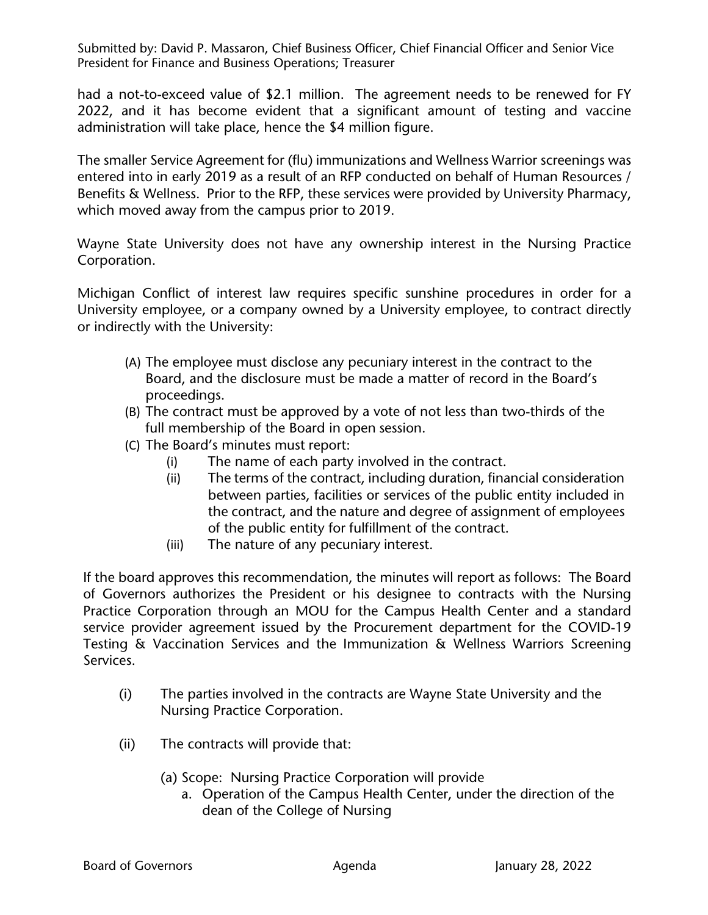had a not-to-exceed value of $2.1 million. The agreement needs to be renewed for FY 2022, and it has become evident that a significant amount of testing and vaccine administration will take place, hence the $4 million figure.

The smaller Service Agreement for (flu) immunizations and Wellness Warrior screenings was entered into in early 2019 as a result of an RFP conducted on behalf of Human Resources / Benefits & Wellness. Prior to the RFP, these services were provided by University Pharmacy, which moved away from the campus prior to 2019.

Wayne State University does not have any ownership interest in the Nursing Practice Corporation.

Michigan Conflict of interest law requires specific sunshine procedures in order for a University employee, or a company owned by a University employee, to contract directly or indirectly with the University:

(A) The employee must disclose any pecuniary interest in the contract to the Board, and the disclosure must be made a matter of record in the Board's proceedings.

(B) The contract must be approved by a vote of not less than two-thirds of the full membership of the Board in open session.

(C) The Board's minutes must report:

   (i) The name of each party involved in the contract.

   (ii) The terms of the contract, including duration, financial consideration between parties, facilities or services of the public entity included in the contract, and the nature and degree of assignment of employees of the public entity for fulfillment of the contract.

   (iii) The nature of any pecuniary interest.

If the board approves this recommendation, the minutes will report as follows: The Board of Governors authorizes the President or his designee to contracts with the Nursing Practice Corporation through an MOU for the Campus Health Center and a standard service provider agreement issued by the Procurement department for the COVID-19 Testing & Vaccination Services and the Immunization & Wellness Warriors Screening Services.

(i) The parties involved in the contracts are Wayne State University and the Nursing Practice Corporation.

(ii) The contracts will provide that:

   (a) Scope: Nursing Practice Corporation will provide

      a. Operation of the Campus Health Center, under the direction of the dean of the College of Nursing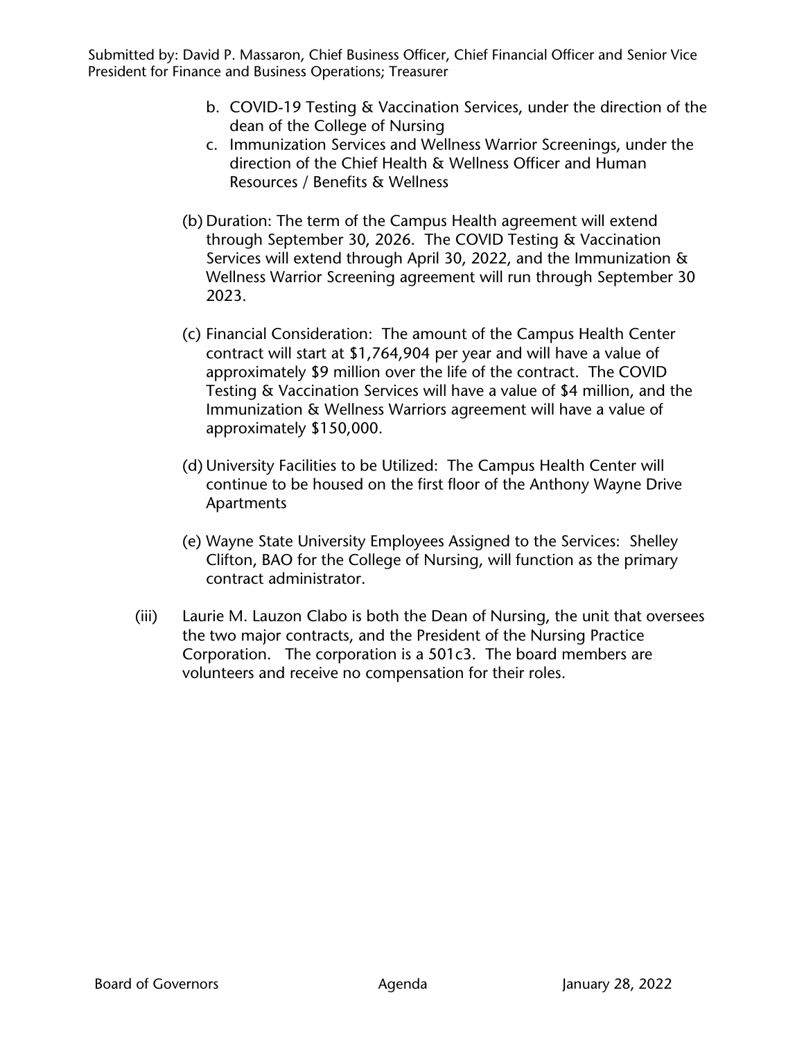b. COVID-19 Testing & Vaccination Services, under the direction of the dean of the College of Nursing
c. Immunization Services and Wellness Warrior Screenings, under the direction of the Chief Health & Wellness Officer and Human Resources / Benefits & Wellness

(b) Duration: The term of the Campus Health agreement will extend through September 30, 2026. The COVID Testing & Vaccination Services will extend through April 30, 2022, and the Immunization & Wellness Warrior Screening agreement will run through September 30 2023.

(c) Financial Consideration: The amount of the Campus Health Center contract will start at $1,764,904 per year and will have a value of approximately $9 million over the life of the contract. The COVID Testing & Vaccination Services will have a value of $4 million, and the Immunization & Wellness Warriors agreement will have a value of approximately $150,000.

(d) University Facilities to be Utilized: The Campus Health Center will continue to be housed on the first floor of the Anthony Wayne Drive Apartments

(e) Wayne State University Employees Assigned to the Services: Shelley Clifton, BAO for the College of Nursing, will function as the primary contract administrator.

(iii) Laurie M. Lauzon Clabo is both the Dean of Nursing, the unit that oversees the two major contracts, and the President of the Nursing Practice Corporation. The corporation is a 501c3. The board members are volunteers and receive no compensation for their roles.